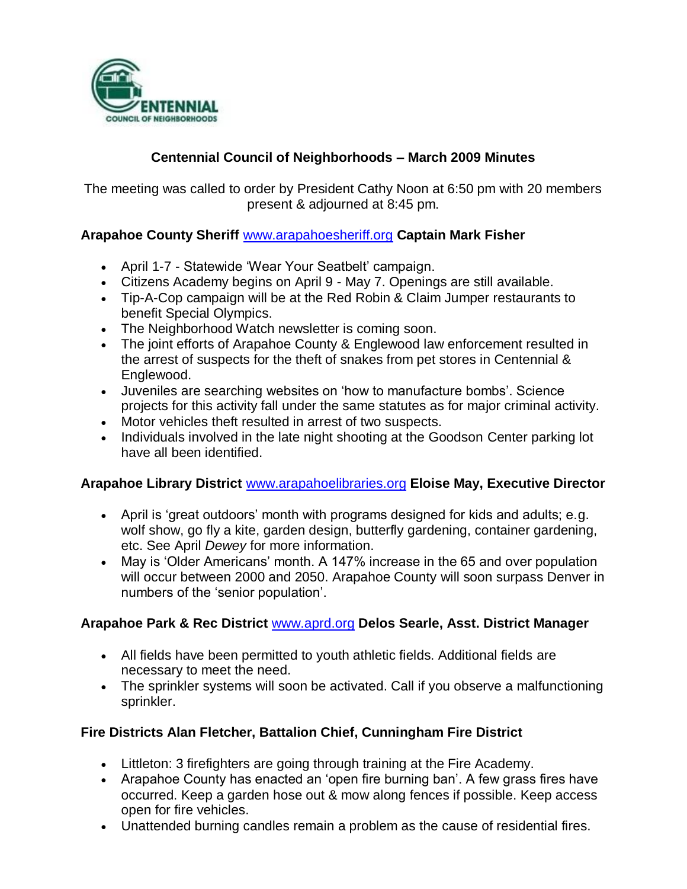# Centennial Council of Neighborhoods – March 2009 Minutes

The meeting was called to order by President Cathy Noon at 6:50 pm with 20 members present & adjourned at 8:45 pm.

**Arapahoe County Sheriff** www.arapahoesheriff.org **Captain Mark Fisher**

- April 1-7 - Statewide 'Wear Your Seatbelt' campaign.
- Citizens Academy begins on April 9 - May 7. Openings are still available.
- Tip-A-Cop campaign will be at the Red Robin & Claim Jumper restaurants to benefit Special Olympics.
- The Neighborhood Watch newsletter is coming soon.
- The joint efforts of Arapahoe County & Englewood law enforcement resulted in the arrest of suspects for the theft of snakes from pet stores in Centennial & Englewood.
- Juveniles are searching websites on 'how to manufacture bombs'. Science projects for this activity fall under the same statutes as for major criminal activity.
- Motor vehicles theft resulted in arrest of two suspects.
- Individuals involved in the late night shooting at the Goodson Center parking lot have all been identified.

**Arapahoe Library District** www.arapahoelibraries.org **Eloise May, Executive Director**

- April is 'great outdoors' month with programs designed for kids and adults; e.g. wolf show, go fly a kite, garden design, butterfly gardening, container gardening, etc. See April *Dewey* for more information.
- May is 'Older Americans' month. A 147% increase in the 65 and over population will occur between 2000 and 2050. Arapahoe County will soon surpass Denver in numbers of the 'senior population'.

**Arapahoe Park & Rec District** www.aprd.org **Delos Searle, Asst. District Manager**

- All fields have been permitted to youth athletic fields. Additional fields are necessary to meet the need.
- The sprinkler systems will soon be activated. Call if you observe a malfunctioning sprinkler.

**Fire Districts Alan Fletcher, Battalion Chief, Cunningham Fire District**

- Littleton: 3 firefighters are going through training at the Fire Academy.
- Arapahoe County has enacted an 'open fire burning ban'. A few grass fires have occurred. Keep a garden hose out & mow along fences if possible. Keep access open for fire vehicles.
- Unattended burning candles remain a problem as the cause of residential fires.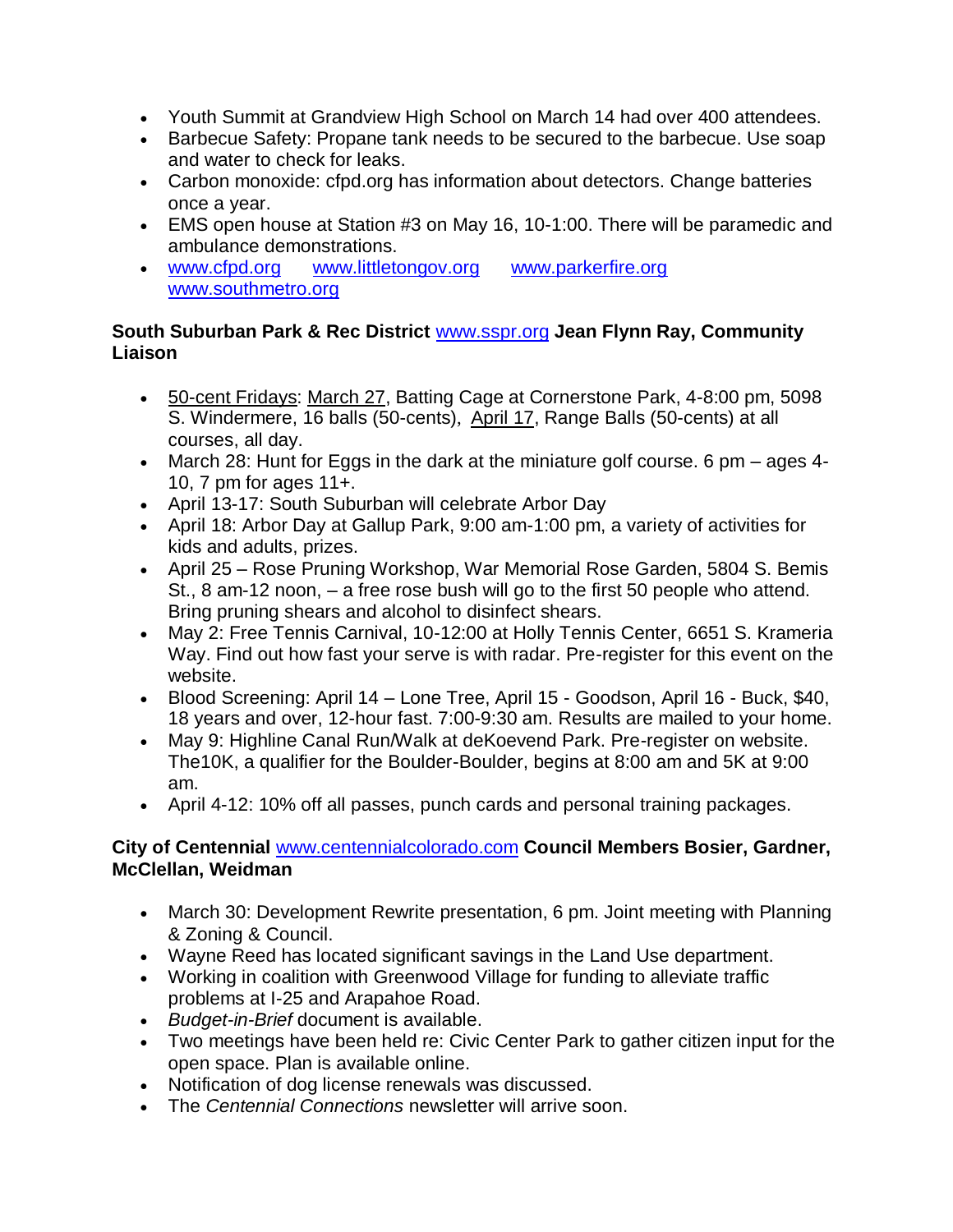- Youth Summit at Grandview High School on March 14 had over 400 attendees.
- Barbecue Safety: Propane tank needs to be secured to the barbecue. Use soap and water to check for leaks.
- Carbon monoxide: cfpd.org has information about detectors. Change batteries once a year.
- EMS open house at Station #3 on May 16, 10-1:00. There will be paramedic and ambulance demonstrations.
- www.cfpd.org www.littletongov.org www.parkerfire.org www.southmetro.org

**South Suburban Park & Rec District** www.sspr.org **Jean Flynn Ray, Community Liaison**

- 50-cent Fridays: March 27, Batting Cage at Cornerstone Park, 4-8:00 pm, 5098 S. Windermere, 16 balls (50-cents), April 17, Range Balls (50-cents) at all courses, all day.
- March 28: Hunt for Eggs in the dark at the miniature golf course. 6 pm – ages 4-10, 7 pm for ages 11+.
- April 13-17: South Suburban will celebrate Arbor Day
- April 18: Arbor Day at Gallup Park, 9:00 am-1:00 pm, a variety of activities for kids and adults, prizes.
- April 25 – Rose Pruning Workshop, War Memorial Rose Garden, 5804 S. Bemis St., 8 am-12 noon, – a free rose bush will go to the first 50 people who attend. Bring pruning shears and alcohol to disinfect shears.
- May 2: Free Tennis Carnival, 10-12:00 at Holly Tennis Center, 6651 S. Krameria Way. Find out how fast your serve is with radar. Pre-register for this event on the website.
- Blood Screening: April 14 – Lone Tree, April 15 - Goodson, April 16 - Buck, $40, 18 years and over, 12-hour fast. 7:00-9:30 am. Results are mailed to your home.
- May 9: Highline Canal Run/Walk at deKoevend Park. Pre-register on website. The10K, a qualifier for the Boulder-Boulder, begins at 8:00 am and 5K at 9:00 am.
- April 4-12: 10% off all passes, punch cards and personal training packages.

**City of Centennial** www.centennialcolorado.com **Council Members Bosier, Gardner, McClellan, Weidman**

- March 30: Development Rewrite presentation, 6 pm. Joint meeting with Planning & Zoning & Council.
- Wayne Reed has located significant savings in the Land Use department.
- Working in coalition with Greenwood Village for funding to alleviate traffic problems at I-25 and Arapahoe Road.
- *Budget-in-Brief* document is available.
- Two meetings have been held re: Civic Center Park to gather citizen input for the open space. Plan is available online.
- Notification of dog license renewals was discussed.
- The *Centennial Connections* newsletter will arrive soon.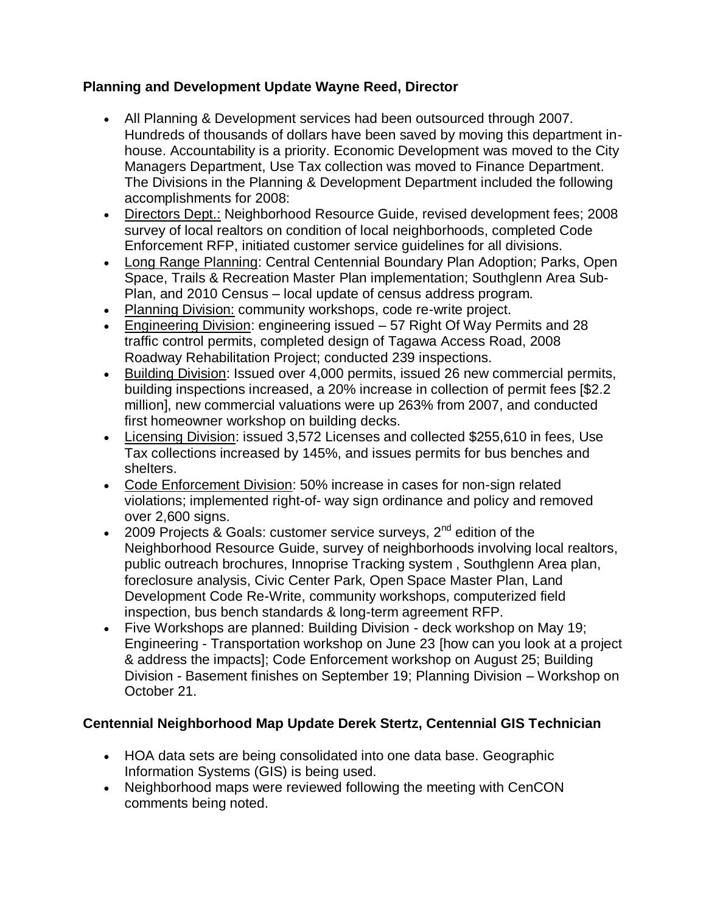### **Planning and Development Update Wayne Reed, Director**

- All Planning & Development services had been outsourced through 2007. Hundreds of thousands of dollars have been saved by moving this department in-house. Accountability is a priority. Economic Development was moved to the City Managers Department, Use Tax collection was moved to Finance Department. The Divisions in the Planning & Development Department included the following accomplishments for 2008:
- <u>Directors Dept.:</u> Neighborhood Resource Guide, revised development fees; 2008 survey of local realtors on condition of local neighborhoods, completed Code Enforcement RFP, initiated customer service guidelines for all divisions.
- <u>Long Range Planning</u>: Central Centennial Boundary Plan Adoption; Parks, Open Space, Trails & Recreation Master Plan implementation; Southglenn Area Sub-Plan, and 2010 Census – local update of census address program.
- <u>Planning Division:</u> community workshops, code re-write project.
- <u>Engineering Division</u>: engineering issued – 57 Right Of Way Permits and 28 traffic control permits, completed design of Tagawa Access Road, 2008 Roadway Rehabilitation Project; conducted 239 inspections.
- <u>Building Division</u>: Issued over 4,000 permits, issued 26 new commercial permits, building inspections increased, a 20% increase in collection of permit fees [$2.2 million], new commercial valuations were up 263% from 2007, and conducted first homeowner workshop on building decks.
- <u>Licensing Division</u>: issued 3,572 Licenses and collected $255,610 in fees, Use Tax collections increased by 145%, and issues permits for bus benches and shelters.
- <u>Code Enforcement Division</u>: 50% increase in cases for non-sign related violations; implemented right-of- way sign ordinance and policy and removed over 2,600 signs.
- 2009 Projects & Goals: customer service surveys, 2nd edition of the Neighborhood Resource Guide, survey of neighborhoods involving local realtors, public outreach brochures, Innoprise Tracking system , Southglenn Area plan, foreclosure analysis, Civic Center Park, Open Space Master Plan, Land Development Code Re-Write, community workshops, computerized field inspection, bus bench standards & long-term agreement RFP.
- Five Workshops are planned: Building Division - deck workshop on May 19; Engineering - Transportation workshop on June 23 [how can you look at a project & address the impacts]; Code Enforcement workshop on August 25; Building Division - Basement finishes on September 19; Planning Division – Workshop on October 21.

### **Centennial Neighborhood Map Update Derek Stertz, Centennial GIS Technician**

- HOA data sets are being consolidated into one data base. Geographic Information Systems (GIS) is being used.
- Neighborhood maps were reviewed following the meeting with CenCON comments being noted.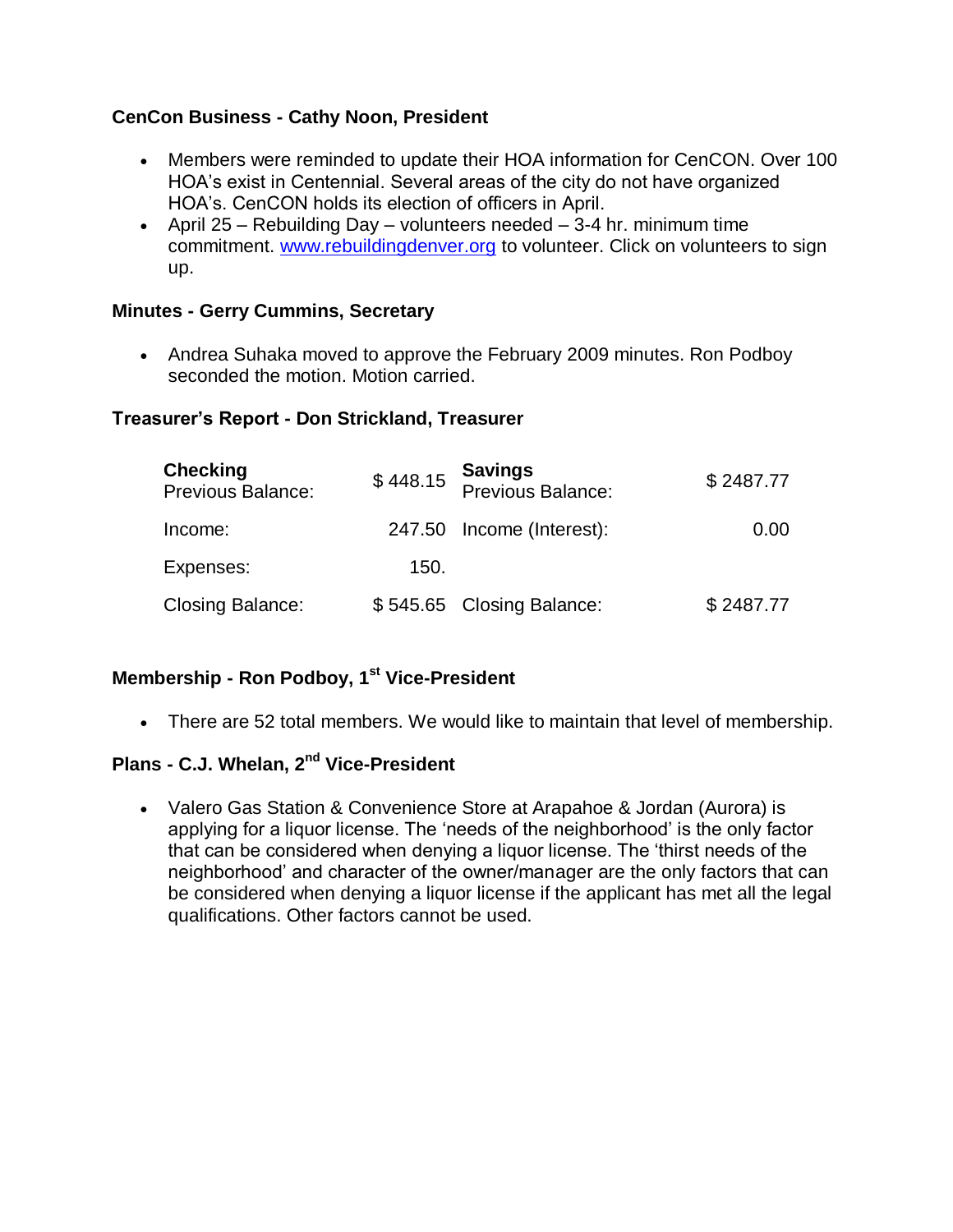### CenCon Business - Cathy Noon, President

- Members were reminded to update their HOA information for CenCON. Over 100 HOA's exist in Centennial. Several areas of the city do not have organized HOA's. CenCON holds its election of officers in April.
- April 25 – Rebuilding Day – volunteers needed – 3-4 hr. minimum time commitment. www.rebuildingdenver.org to volunteer. Click on volunteers to sign up.

### Minutes - Gerry Cummins, Secretary

- Andrea Suhaka moved to approve the February 2009 minutes. Ron Podboy seconded the motion. Motion carried.

### Treasurer's Report - Don Strickland, Treasurer

| | | | |
|---|---|---|---|
| **Checking** Previous Balance: | $ 448.15 | **Savings** Previous Balance: | $ 2487.77 |
| Income: | 247.50 | Income (Interest): | 0.00 |
| Expenses: | 150. | | |
| Closing Balance: | $ 545.65 | Closing Balance: | $ 2487.77 |

### Membership - Ron Podboy, 1st Vice-President

- There are 52 total members. We would like to maintain that level of membership.

### Plans - C.J. Whelan, 2nd Vice-President

- Valero Gas Station & Convenience Store at Arapahoe & Jordan (Aurora) is applying for a liquor license. The 'needs of the neighborhood' is the only factor that can be considered when denying a liquor license. The 'thirst needs of the neighborhood' and character of the owner/manager are the only factors that can be considered when denying a liquor license if the applicant has met all the legal qualifications. Other factors cannot be used.